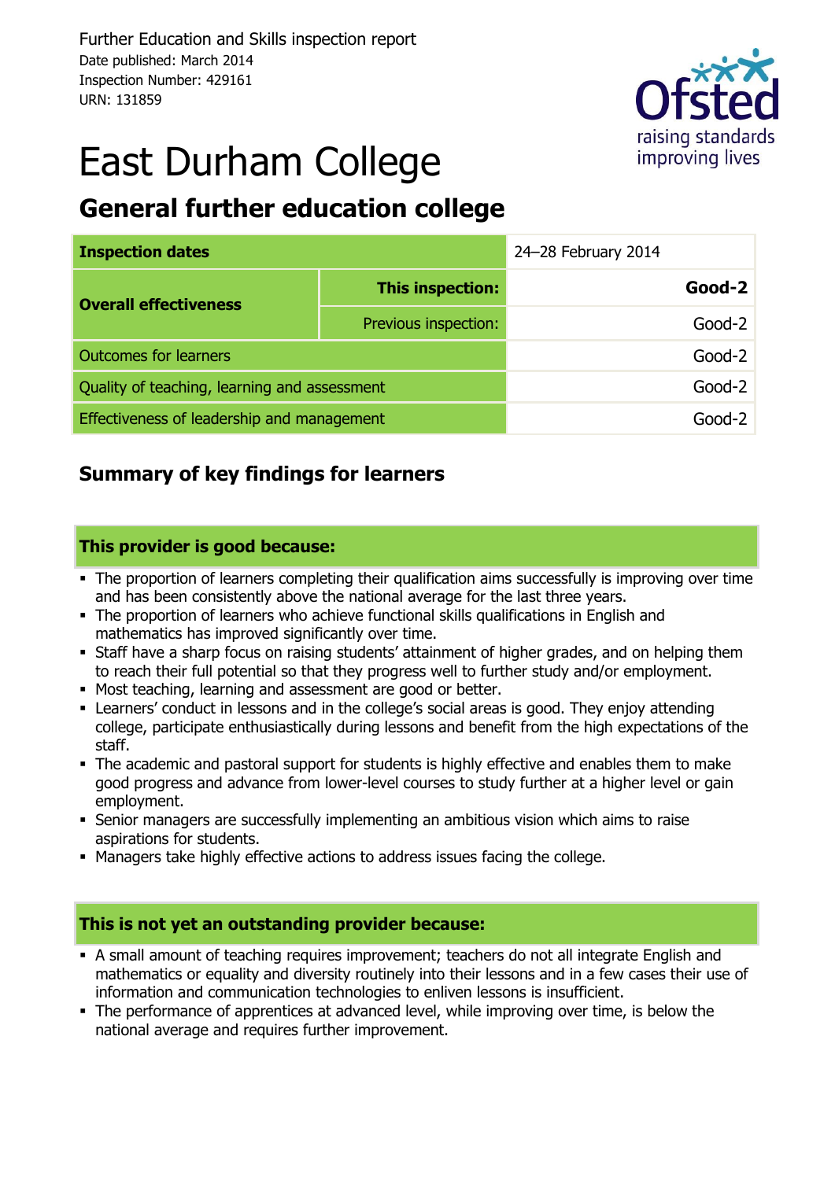Further Education and Skills inspection report
Date published: March 2014
Inspection Number: 429161
URN: 131859

# East Durham College

## General further education college

| Inspection dates | | 24–28 February 2014 |
|---|---|---|
| Overall effectiveness | This inspection: | **Good-2** |
| | Previous inspection: | Good-2 |
| Outcomes for learners | | Good-2 |
| Quality of teaching, learning and assessment | | Good-2 |
| Effectiveness of leadership and management | | Good-2 |

## Summary of key findings for learners

### This provider is good because:

- The proportion of learners completing their qualification aims successfully is improving over time and has been consistently above the national average for the last three years.
- The proportion of learners who achieve functional skills qualifications in English and mathematics has improved significantly over time.
- Staff have a sharp focus on raising students' attainment of higher grades, and on helping them to reach their full potential so that they progress well to further study and/or employment.
- Most teaching, learning and assessment are good or better.
- Learners' conduct in lessons and in the college's social areas is good. They enjoy attending college, participate enthusiastically during lessons and benefit from the high expectations of the staff.
- The academic and pastoral support for students is highly effective and enables them to make good progress and advance from lower-level courses to study further at a higher level or gain employment.
- Senior managers are successfully implementing an ambitious vision which aims to raise aspirations for students.
- Managers take highly effective actions to address issues facing the college.

### This is not yet an outstanding provider because:

- A small amount of teaching requires improvement; teachers do not all integrate English and mathematics or equality and diversity routinely into their lessons and in a few cases their use of information and communication technologies to enliven lessons is insufficient.
- The performance of apprentices at advanced level, while improving over time, is below the national average and requires further improvement.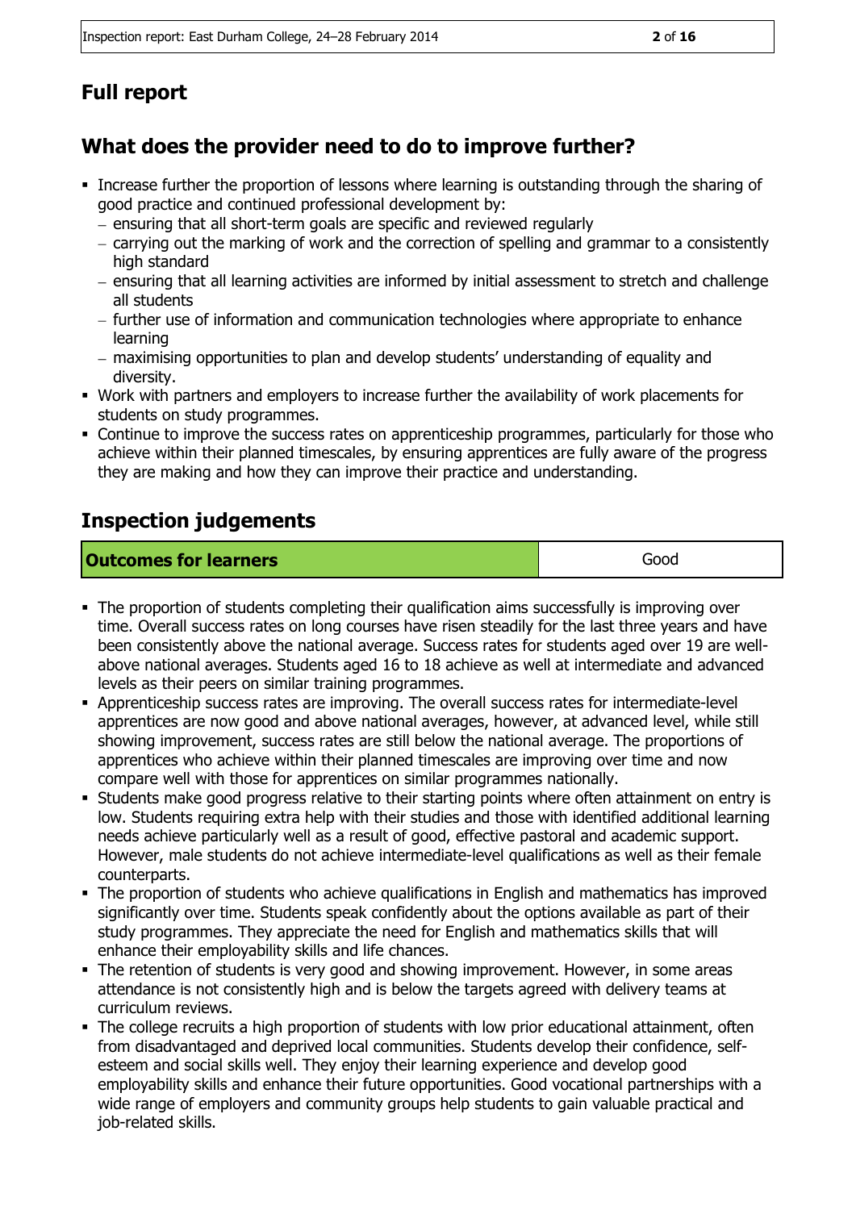## Full report

## What does the provider need to do to improve further?

- Increase further the proportion of lessons where learning is outstanding through the sharing of good practice and continued professional development by:
  - ensuring that all short-term goals are specific and reviewed regularly
  - carrying out the marking of work and the correction of spelling and grammar to a consistently high standard
  - ensuring that all learning activities are informed by initial assessment to stretch and challenge all students
  - further use of information and communication technologies where appropriate to enhance learning
  - maximising opportunities to plan and develop students' understanding of equality and diversity.
- Work with partners and employers to increase further the availability of work placements for students on study programmes.
- Continue to improve the success rates on apprenticeship programmes, particularly for those who achieve within their planned timescales, by ensuring apprentices are fully aware of the progress they are making and how they can improve their practice and understanding.

## Inspection judgements

| **Outcomes for learners** | Good |
|---|---|

- The proportion of students completing their qualification aims successfully is improving over time. Overall success rates on long courses have risen steadily for the last three years and have been consistently above the national average. Success rates for students aged over 19 are well-above national averages. Students aged 16 to 18 achieve as well at intermediate and advanced levels as their peers on similar training programmes.
- Apprenticeship success rates are improving. The overall success rates for intermediate-level apprentices are now good and above national averages, however, at advanced level, while still showing improvement, success rates are still below the national average. The proportions of apprentices who achieve within their planned timescales are improving over time and now compare well with those for apprentices on similar programmes nationally.
- Students make good progress relative to their starting points where often attainment on entry is low. Students requiring extra help with their studies and those with identified additional learning needs achieve particularly well as a result of good, effective pastoral and academic support. However, male students do not achieve intermediate-level qualifications as well as their female counterparts.
- The proportion of students who achieve qualifications in English and mathematics has improved significantly over time. Students speak confidently about the options available as part of their study programmes. They appreciate the need for English and mathematics skills that will enhance their employability skills and life chances.
- The retention of students is very good and showing improvement. However, in some areas attendance is not consistently high and is below the targets agreed with delivery teams at curriculum reviews.
- The college recruits a high proportion of students with low prior educational attainment, often from disadvantaged and deprived local communities. Students develop their confidence, self-esteem and social skills well. They enjoy their learning experience and develop good employability skills and enhance their future opportunities. Good vocational partnerships with a wide range of employers and community groups help students to gain valuable practical and job-related skills.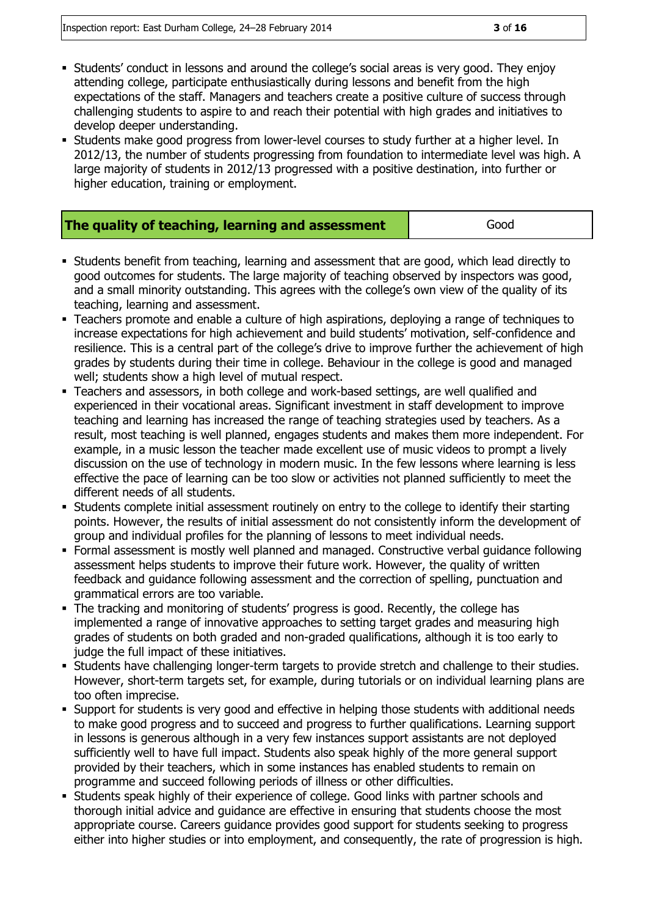- Students' conduct in lessons and around the college's social areas is very good. They enjoy attending college, participate enthusiastically during lessons and benefit from the high expectations of the staff. Managers and teachers create a positive culture of success through challenging students to aspire to and reach their potential with high grades and initiatives to develop deeper understanding.
- Students make good progress from lower-level courses to study further at a higher level. In 2012/13, the number of students progressing from foundation to intermediate level was high. A large majority of students in 2012/13 progressed with a positive destination, into further or higher education, training or employment.

| **The quality of teaching, learning and assessment** | Good |
|---|---|

- Students benefit from teaching, learning and assessment that are good, which lead directly to good outcomes for students. The large majority of teaching observed by inspectors was good, and a small minority outstanding. This agrees with the college's own view of the quality of its teaching, learning and assessment.
- Teachers promote and enable a culture of high aspirations, deploying a range of techniques to increase expectations for high achievement and build students' motivation, self-confidence and resilience. This is a central part of the college's drive to improve further the achievement of high grades by students during their time in college. Behaviour in the college is good and managed well; students show a high level of mutual respect.
- Teachers and assessors, in both college and work-based settings, are well qualified and experienced in their vocational areas. Significant investment in staff development to improve teaching and learning has increased the range of teaching strategies used by teachers. As a result, most teaching is well planned, engages students and makes them more independent. For example, in a music lesson the teacher made excellent use of music videos to prompt a lively discussion on the use of technology in modern music. In the few lessons where learning is less effective the pace of learning can be too slow or activities not planned sufficiently to meet the different needs of all students.
- Students complete initial assessment routinely on entry to the college to identify their starting points. However, the results of initial assessment do not consistently inform the development of group and individual profiles for the planning of lessons to meet individual needs.
- Formal assessment is mostly well planned and managed. Constructive verbal guidance following assessment helps students to improve their future work. However, the quality of written feedback and guidance following assessment and the correction of spelling, punctuation and grammatical errors are too variable.
- The tracking and monitoring of students' progress is good. Recently, the college has implemented a range of innovative approaches to setting target grades and measuring high grades of students on both graded and non-graded qualifications, although it is too early to judge the full impact of these initiatives.
- Students have challenging longer-term targets to provide stretch and challenge to their studies. However, short-term targets set, for example, during tutorials or on individual learning plans are too often imprecise.
- Support for students is very good and effective in helping those students with additional needs to make good progress and to succeed and progress to further qualifications. Learning support in lessons is generous although in a very few instances support assistants are not deployed sufficiently well to have full impact. Students also speak highly of the more general support provided by their teachers, which in some instances has enabled students to remain on programme and succeed following periods of illness or other difficulties.
- Students speak highly of their experience of college. Good links with partner schools and thorough initial advice and guidance are effective in ensuring that students choose the most appropriate course. Careers guidance provides good support for students seeking to progress either into higher studies or into employment, and consequently, the rate of progression is high.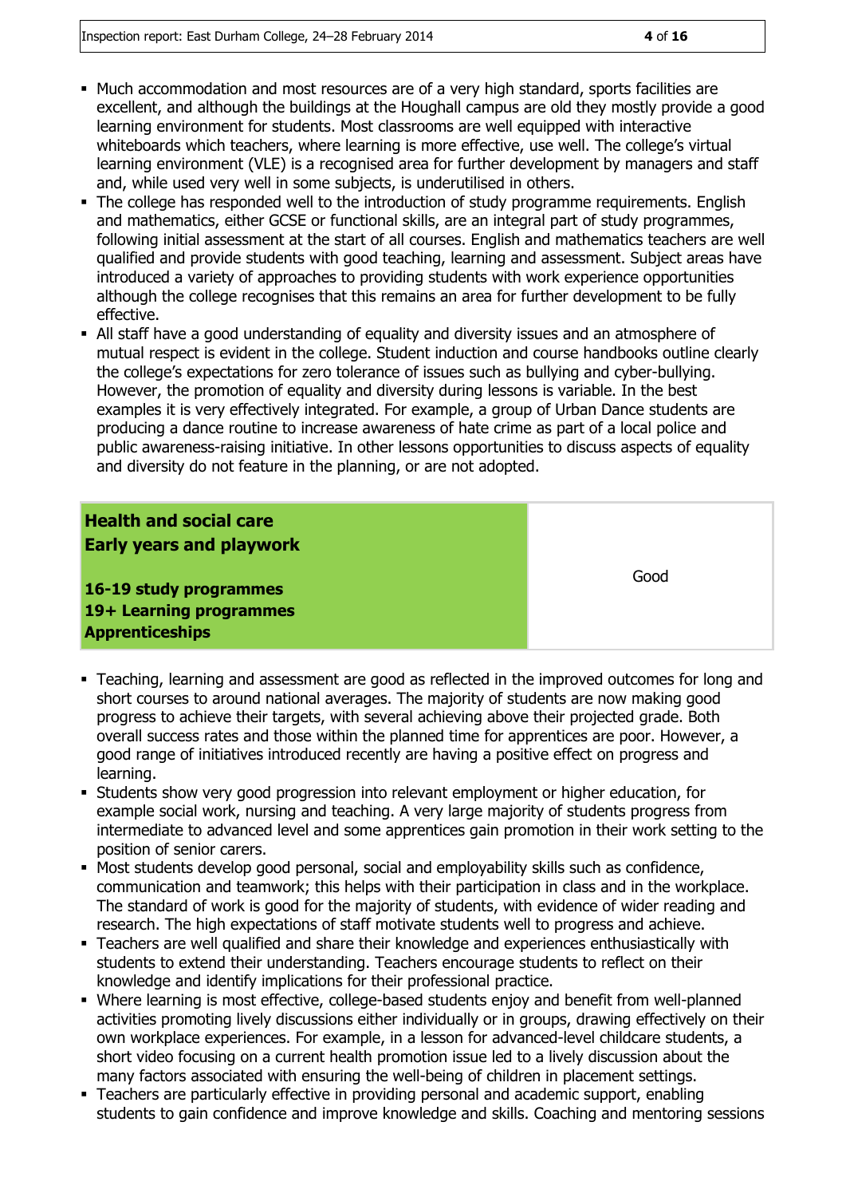- Much accommodation and most resources are of a very high standard, sports facilities are excellent, and although the buildings at the Houghall campus are old they mostly provide a good learning environment for students. Most classrooms are well equipped with interactive whiteboards which teachers, where learning is more effective, use well. The college's virtual learning environment (VLE) is a recognised area for further development by managers and staff and, while used very well in some subjects, is underutilised in others.
- The college has responded well to the introduction of study programme requirements. English and mathematics, either GCSE or functional skills, are an integral part of study programmes, following initial assessment at the start of all courses. English and mathematics teachers are well qualified and provide students with good teaching, learning and assessment. Subject areas have introduced a variety of approaches to providing students with work experience opportunities although the college recognises that this remains an area for further development to be fully effective.
- All staff have a good understanding of equality and diversity issues and an atmosphere of mutual respect is evident in the college. Student induction and course handbooks outline clearly the college's expectations for zero tolerance of issues such as bullying and cyber-bullying. However, the promotion of equality and diversity during lessons is variable. In the best examples it is very effectively integrated. For example, a group of Urban Dance students are producing a dance routine to increase awareness of hate crime as part of a local police and public awareness-raising initiative. In other lessons opportunities to discuss aspects of equality and diversity do not feature in the planning, or are not adopted.

| **Health and social care**<br>**Early years and playwork**<br><br>**16-19 study programmes**<br>**19+ Learning programmes**<br>**Apprenticeships** | Good |
|---|---|

- Teaching, learning and assessment are good as reflected in the improved outcomes for long and short courses to around national averages. The majority of students are now making good progress to achieve their targets, with several achieving above their projected grade. Both overall success rates and those within the planned time for apprentices are poor. However, a good range of initiatives introduced recently are having a positive effect on progress and learning.
- Students show very good progression into relevant employment or higher education, for example social work, nursing and teaching. A very large majority of students progress from intermediate to advanced level and some apprentices gain promotion in their work setting to the position of senior carers.
- Most students develop good personal, social and employability skills such as confidence, communication and teamwork; this helps with their participation in class and in the workplace. The standard of work is good for the majority of students, with evidence of wider reading and research. The high expectations of staff motivate students well to progress and achieve.
- Teachers are well qualified and share their knowledge and experiences enthusiastically with students to extend their understanding. Teachers encourage students to reflect on their knowledge and identify implications for their professional practice.
- Where learning is most effective, college-based students enjoy and benefit from well-planned activities promoting lively discussions either individually or in groups, drawing effectively on their own workplace experiences. For example, in a lesson for advanced-level childcare students, a short video focusing on a current health promotion issue led to a lively discussion about the many factors associated with ensuring the well-being of children in placement settings.
- Teachers are particularly effective in providing personal and academic support, enabling students to gain confidence and improve knowledge and skills. Coaching and mentoring sessions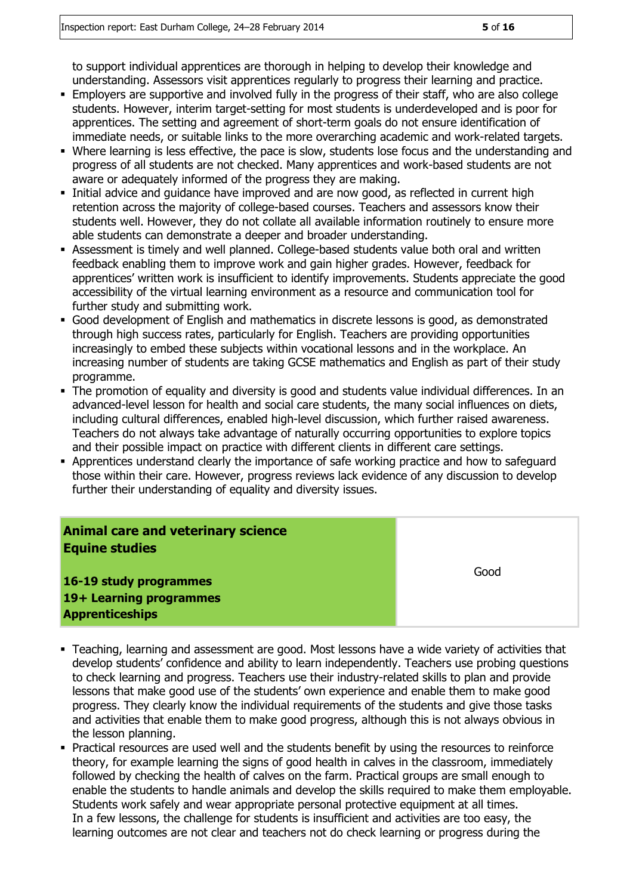to support individual apprentices are thorough in helping to develop their knowledge and understanding. Assessors visit apprentices regularly to progress their learning and practice.

- Employers are supportive and involved fully in the progress of their staff, who are also college students. However, interim target-setting for most students is underdeveloped and is poor for apprentices. The setting and agreement of short-term goals do not ensure identification of immediate needs, or suitable links to the more overarching academic and work-related targets.
- Where learning is less effective, the pace is slow, students lose focus and the understanding and progress of all students are not checked. Many apprentices and work-based students are not aware or adequately informed of the progress they are making.
- Initial advice and guidance have improved and are now good, as reflected in current high retention across the majority of college-based courses. Teachers and assessors know their students well. However, they do not collate all available information routinely to ensure more able students can demonstrate a deeper and broader understanding.
- Assessment is timely and well planned. College-based students value both oral and written feedback enabling them to improve work and gain higher grades. However, feedback for apprentices' written work is insufficient to identify improvements. Students appreciate the good accessibility of the virtual learning environment as a resource and communication tool for further study and submitting work.
- Good development of English and mathematics in discrete lessons is good, as demonstrated through high success rates, particularly for English. Teachers are providing opportunities increasingly to embed these subjects within vocational lessons and in the workplace. An increasing number of students are taking GCSE mathematics and English as part of their study programme.
- The promotion of equality and diversity is good and students value individual differences. In an advanced-level lesson for health and social care students, the many social influences on diets, including cultural differences, enabled high-level discussion, which further raised awareness. Teachers do not always take advantage of naturally occurring opportunities to explore topics and their possible impact on practice with different clients in different care settings.
- Apprentices understand clearly the importance of safe working practice and how to safeguard those within their care. However, progress reviews lack evidence of any discussion to develop further their understanding of equality and diversity issues.

| **Animal care and veterinary science**<br>**Equine studies**<br><br>**16-19 study programmes**<br>**19+ Learning programmes**<br>**Apprenticeships** | Good |
|---|---|

- Teaching, learning and assessment are good. Most lessons have a wide variety of activities that develop students' confidence and ability to learn independently. Teachers use probing questions to check learning and progress. Teachers use their industry-related skills to plan and provide lessons that make good use of the students' own experience and enable them to make good progress. They clearly know the individual requirements of the students and give those tasks and activities that enable them to make good progress, although this is not always obvious in the lesson planning.
- Practical resources are used well and the students benefit by using the resources to reinforce theory, for example learning the signs of good health in calves in the classroom, immediately followed by checking the health of calves on the farm. Practical groups are small enough to enable the students to handle animals and develop the skills required to make them employable. Students work safely and wear appropriate personal protective equipment at all times. In a few lessons, the challenge for students is insufficient and activities are too easy, the learning outcomes are not clear and teachers not do check learning or progress during the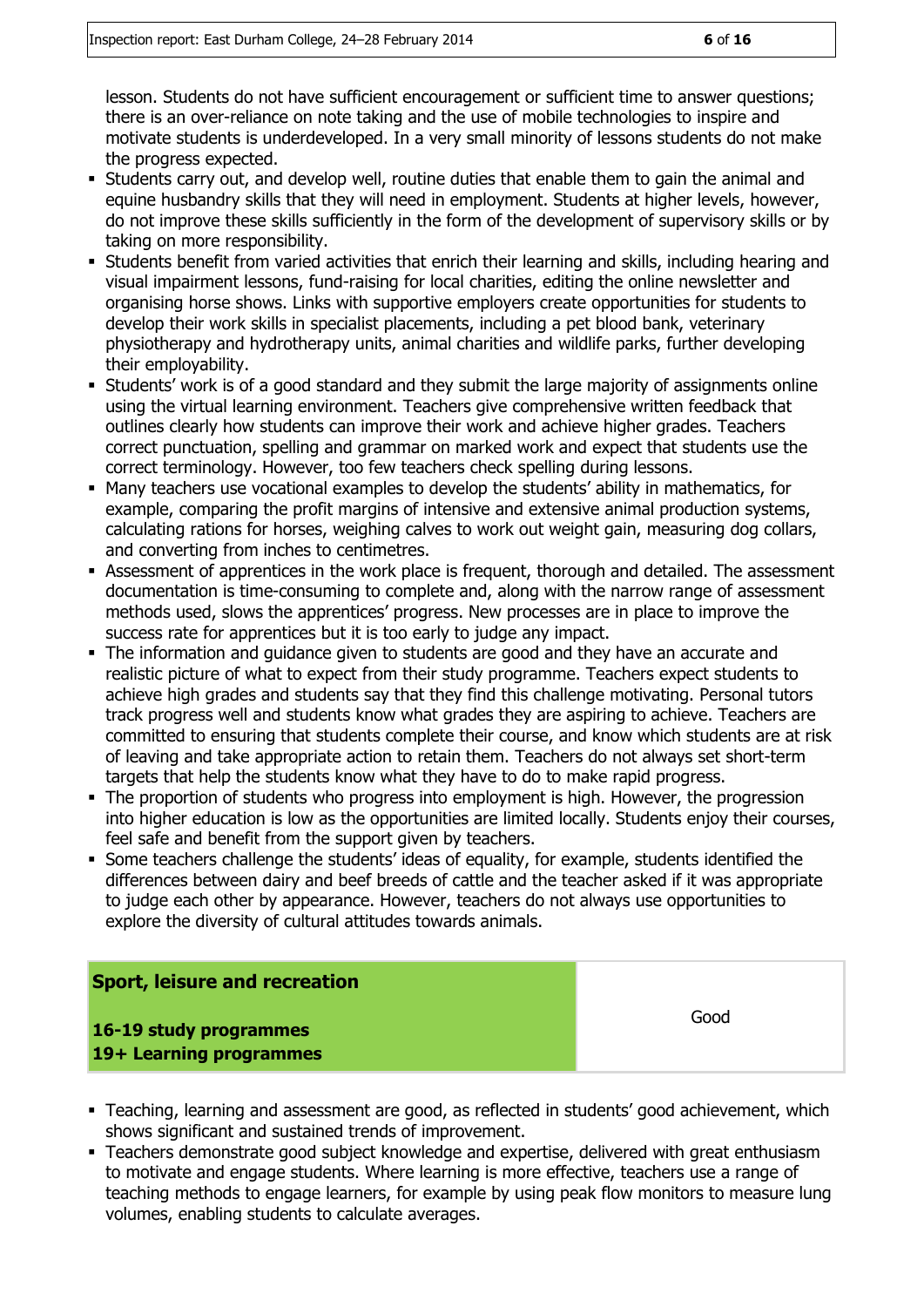lesson. Students do not have sufficient encouragement or sufficient time to answer questions; there is an over-reliance on note taking and the use of mobile technologies to inspire and motivate students is underdeveloped. In a very small minority of lessons students do not make the progress expected.

- Students carry out, and develop well, routine duties that enable them to gain the animal and equine husbandry skills that they will need in employment. Students at higher levels, however, do not improve these skills sufficiently in the form of the development of supervisory skills or by taking on more responsibility.
- Students benefit from varied activities that enrich their learning and skills, including hearing and visual impairment lessons, fund-raising for local charities, editing the online newsletter and organising horse shows. Links with supportive employers create opportunities for students to develop their work skills in specialist placements, including a pet blood bank, veterinary physiotherapy and hydrotherapy units, animal charities and wildlife parks, further developing their employability.
- Students' work is of a good standard and they submit the large majority of assignments online using the virtual learning environment. Teachers give comprehensive written feedback that outlines clearly how students can improve their work and achieve higher grades. Teachers correct punctuation, spelling and grammar on marked work and expect that students use the correct terminology. However, too few teachers check spelling during lessons.
- Many teachers use vocational examples to develop the students' ability in mathematics, for example, comparing the profit margins of intensive and extensive animal production systems, calculating rations for horses, weighing calves to work out weight gain, measuring dog collars, and converting from inches to centimetres.
- Assessment of apprentices in the work place is frequent, thorough and detailed. The assessment documentation is time-consuming to complete and, along with the narrow range of assessment methods used, slows the apprentices' progress. New processes are in place to improve the success rate for apprentices but it is too early to judge any impact.
- The information and guidance given to students are good and they have an accurate and realistic picture of what to expect from their study programme. Teachers expect students to achieve high grades and students say that they find this challenge motivating. Personal tutors track progress well and students know what grades they are aspiring to achieve. Teachers are committed to ensuring that students complete their course, and know which students are at risk of leaving and take appropriate action to retain them. Teachers do not always set short-term targets that help the students know what they have to do to make rapid progress.
- The proportion of students who progress into employment is high. However, the progression into higher education is low as the opportunities are limited locally. Students enjoy their courses, feel safe and benefit from the support given by teachers.
- Some teachers challenge the students' ideas of equality, for example, students identified the differences between dairy and beef breeds of cattle and the teacher asked if it was appropriate to judge each other by appearance. However, teachers do not always use opportunities to explore the diversity of cultural attitudes towards animals.

| **Sport, leisure and recreation**<br><br>**16-19 study programmes**<br>**19+ Learning programmes** | Good |
|---|---|

- Teaching, learning and assessment are good, as reflected in students' good achievement, which shows significant and sustained trends of improvement.
- Teachers demonstrate good subject knowledge and expertise, delivered with great enthusiasm to motivate and engage students. Where learning is more effective, teachers use a range of teaching methods to engage learners, for example by using peak flow monitors to measure lung volumes, enabling students to calculate averages.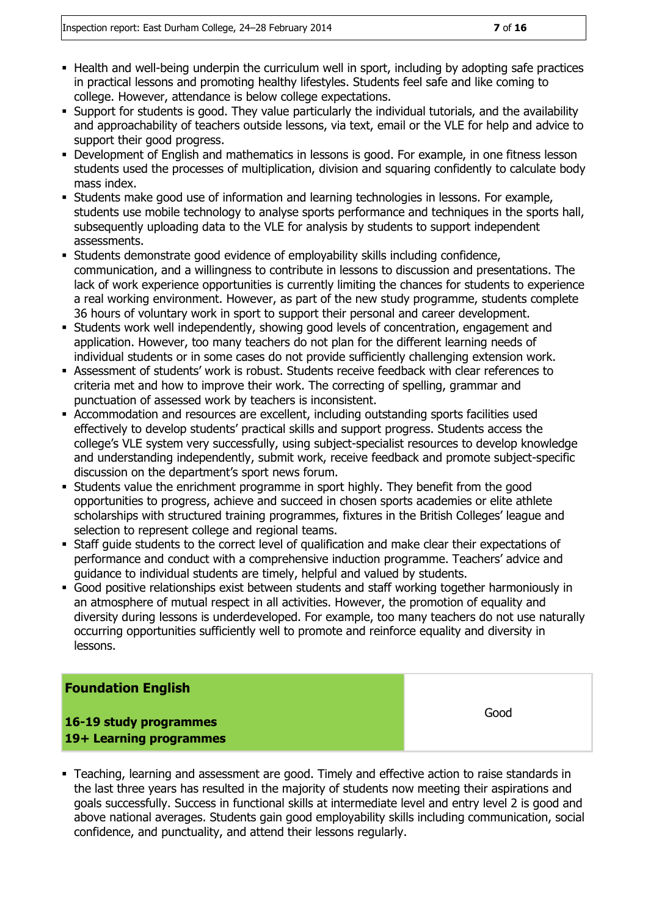- Health and well-being underpin the curriculum well in sport, including by adopting safe practices in practical lessons and promoting healthy lifestyles. Students feel safe and like coming to college. However, attendance is below college expectations.
- Support for students is good. They value particularly the individual tutorials, and the availability and approachability of teachers outside lessons, via text, email or the VLE for help and advice to support their good progress.
- Development of English and mathematics in lessons is good. For example, in one fitness lesson students used the processes of multiplication, division and squaring confidently to calculate body mass index.
- Students make good use of information and learning technologies in lessons. For example, students use mobile technology to analyse sports performance and techniques in the sports hall, subsequently uploading data to the VLE for analysis by students to support independent assessments.
- Students demonstrate good evidence of employability skills including confidence, communication, and a willingness to contribute in lessons to discussion and presentations. The lack of work experience opportunities is currently limiting the chances for students to experience a real working environment. However, as part of the new study programme, students complete 36 hours of voluntary work in sport to support their personal and career development.
- Students work well independently, showing good levels of concentration, engagement and application. However, too many teachers do not plan for the different learning needs of individual students or in some cases do not provide sufficiently challenging extension work.
- Assessment of students' work is robust. Students receive feedback with clear references to criteria met and how to improve their work. The correcting of spelling, grammar and punctuation of assessed work by teachers is inconsistent.
- Accommodation and resources are excellent, including outstanding sports facilities used effectively to develop students' practical skills and support progress. Students access the college's VLE system very successfully, using subject-specialist resources to develop knowledge and understanding independently, submit work, receive feedback and promote subject-specific discussion on the department's sport news forum.
- Students value the enrichment programme in sport highly. They benefit from the good opportunities to progress, achieve and succeed in chosen sports academies or elite athlete scholarships with structured training programmes, fixtures in the British Colleges' league and selection to represent college and regional teams.
- Staff guide students to the correct level of qualification and make clear their expectations of performance and conduct with a comprehensive induction programme. Teachers' advice and guidance to individual students are timely, helpful and valued by students.
- Good positive relationships exist between students and staff working together harmoniously in an atmosphere of mutual respect in all activities. However, the promotion of equality and diversity during lessons is underdeveloped. For example, too many teachers do not use naturally occurring opportunities sufficiently well to promote and reinforce equality and diversity in lessons.

| **Foundation English**<br><br>**16-19 study programmes**<br>**19+ Learning programmes** | Good |
|---|---|

- Teaching, learning and assessment are good. Timely and effective action to raise standards in the last three years has resulted in the majority of students now meeting their aspirations and goals successfully. Success in functional skills at intermediate level and entry level 2 is good and above national averages. Students gain good employability skills including communication, social confidence, and punctuality, and attend their lessons regularly.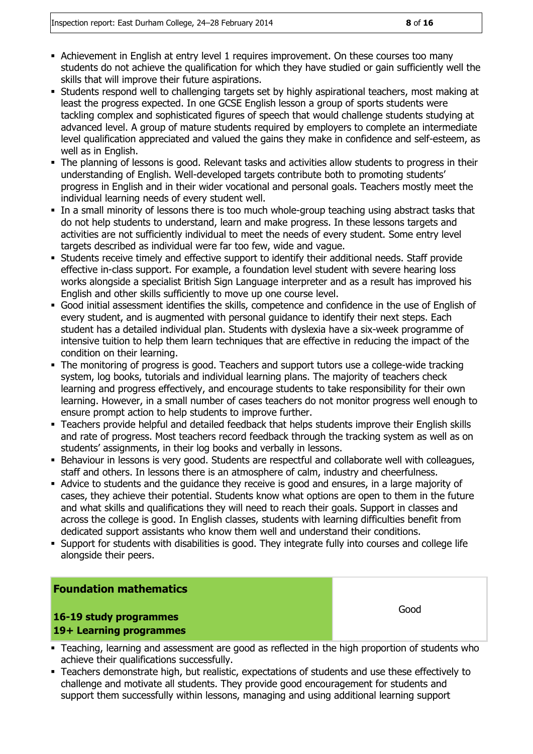- Achievement in English at entry level 1 requires improvement. On these courses too many students do not achieve the qualification for which they have studied or gain sufficiently well the skills that will improve their future aspirations.
- Students respond well to challenging targets set by highly aspirational teachers, most making at least the progress expected. In one GCSE English lesson a group of sports students were tackling complex and sophisticated figures of speech that would challenge students studying at advanced level. A group of mature students required by employers to complete an intermediate level qualification appreciated and valued the gains they make in confidence and self-esteem, as well as in English.
- The planning of lessons is good. Relevant tasks and activities allow students to progress in their understanding of English. Well-developed targets contribute both to promoting students' progress in English and in their wider vocational and personal goals. Teachers mostly meet the individual learning needs of every student well.
- In a small minority of lessons there is too much whole-group teaching using abstract tasks that do not help students to understand, learn and make progress. In these lessons targets and activities are not sufficiently individual to meet the needs of every student. Some entry level targets described as individual were far too few, wide and vague.
- Students receive timely and effective support to identify their additional needs. Staff provide effective in-class support. For example, a foundation level student with severe hearing loss works alongside a specialist British Sign Language interpreter and as a result has improved his English and other skills sufficiently to move up one course level.
- Good initial assessment identifies the skills, competence and confidence in the use of English of every student, and is augmented with personal guidance to identify their next steps. Each student has a detailed individual plan. Students with dyslexia have a six-week programme of intensive tuition to help them learn techniques that are effective in reducing the impact of the condition on their learning.
- The monitoring of progress is good. Teachers and support tutors use a college-wide tracking system, log books, tutorials and individual learning plans. The majority of teachers check learning and progress effectively, and encourage students to take responsibility for their own learning. However, in a small number of cases teachers do not monitor progress well enough to ensure prompt action to help students to improve further.
- Teachers provide helpful and detailed feedback that helps students improve their English skills and rate of progress. Most teachers record feedback through the tracking system as well as on students' assignments, in their log books and verbally in lessons.
- Behaviour in lessons is very good. Students are respectful and collaborate well with colleagues, staff and others. In lessons there is an atmosphere of calm, industry and cheerfulness.
- Advice to students and the guidance they receive is good and ensures, in a large majority of cases, they achieve their potential. Students know what options are open to them in the future and what skills and qualifications they will need to reach their goals. Support in classes and across the college is good. In English classes, students with learning difficulties benefit from dedicated support assistants who know them well and understand their conditions.
- Support for students with disabilities is good. They integrate fully into courses and college life alongside their peers.

| **Foundation mathematics**<br><br>**16-19 study programmes**<br>**19+ Learning programmes** | Good |
|---|---|

- Teaching, learning and assessment are good as reflected in the high proportion of students who achieve their qualifications successfully.
- Teachers demonstrate high, but realistic, expectations of students and use these effectively to challenge and motivate all students. They provide good encouragement for students and support them successfully within lessons, managing and using additional learning support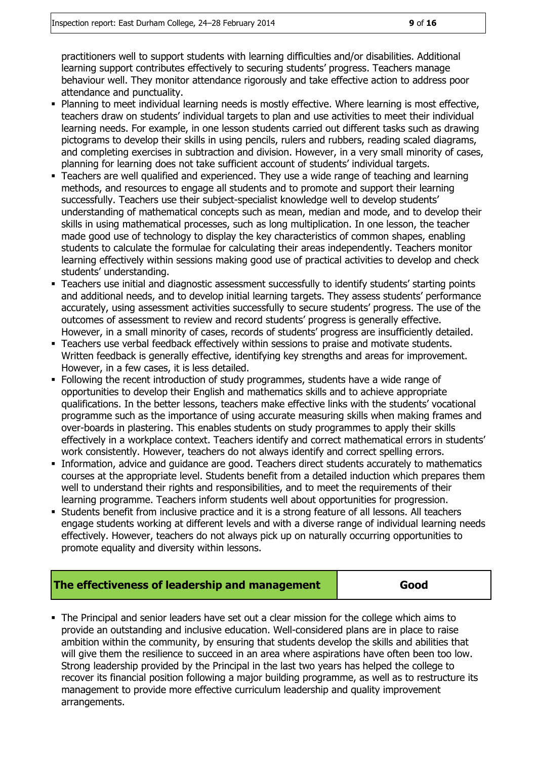practitioners well to support students with learning difficulties and/or disabilities. Additional learning support contributes effectively to securing students' progress. Teachers manage behaviour well. They monitor attendance rigorously and take effective action to address poor attendance and punctuality.

- Planning to meet individual learning needs is mostly effective. Where learning is most effective, teachers draw on students' individual targets to plan and use activities to meet their individual learning needs. For example, in one lesson students carried out different tasks such as drawing pictograms to develop their skills in using pencils, rulers and rubbers, reading scaled diagrams, and completing exercises in subtraction and division. However, in a very small minority of cases, planning for learning does not take sufficient account of students' individual targets.
- Teachers are well qualified and experienced. They use a wide range of teaching and learning methods, and resources to engage all students and to promote and support their learning successfully. Teachers use their subject-specialist knowledge well to develop students' understanding of mathematical concepts such as mean, median and mode, and to develop their skills in using mathematical processes, such as long multiplication. In one lesson, the teacher made good use of technology to display the key characteristics of common shapes, enabling students to calculate the formulae for calculating their areas independently. Teachers monitor learning effectively within sessions making good use of practical activities to develop and check students' understanding.
- Teachers use initial and diagnostic assessment successfully to identify students' starting points and additional needs, and to develop initial learning targets. They assess students' performance accurately, using assessment activities successfully to secure students' progress. The use of the outcomes of assessment to review and record students' progress is generally effective. However, in a small minority of cases, records of students' progress are insufficiently detailed.
- Teachers use verbal feedback effectively within sessions to praise and motivate students. Written feedback is generally effective, identifying key strengths and areas for improvement. However, in a few cases, it is less detailed.
- Following the recent introduction of study programmes, students have a wide range of opportunities to develop their English and mathematics skills and to achieve appropriate qualifications. In the better lessons, teachers make effective links with the students' vocational programme such as the importance of using accurate measuring skills when making frames and over-boards in plastering. This enables students on study programmes to apply their skills effectively in a workplace context. Teachers identify and correct mathematical errors in students' work consistently. However, teachers do not always identify and correct spelling errors.
- Information, advice and guidance are good. Teachers direct students accurately to mathematics courses at the appropriate level. Students benefit from a detailed induction which prepares them well to understand their rights and responsibilities, and to meet the requirements of their learning programme. Teachers inform students well about opportunities for progression.
- Students benefit from inclusive practice and it is a strong feature of all lessons. All teachers engage students working at different levels and with a diverse range of individual learning needs effectively. However, teachers do not always pick up on naturally occurring opportunities to promote equality and diversity within lessons.

| **The effectiveness of leadership and management** | **Good** |
|---|---|

- The Principal and senior leaders have set out a clear mission for the college which aims to provide an outstanding and inclusive education. Well-considered plans are in place to raise ambition within the community, by ensuring that students develop the skills and abilities that will give them the resilience to succeed in an area where aspirations have often been too low. Strong leadership provided by the Principal in the last two years has helped the college to recover its financial position following a major building programme, as well as to restructure its management to provide more effective curriculum leadership and quality improvement arrangements.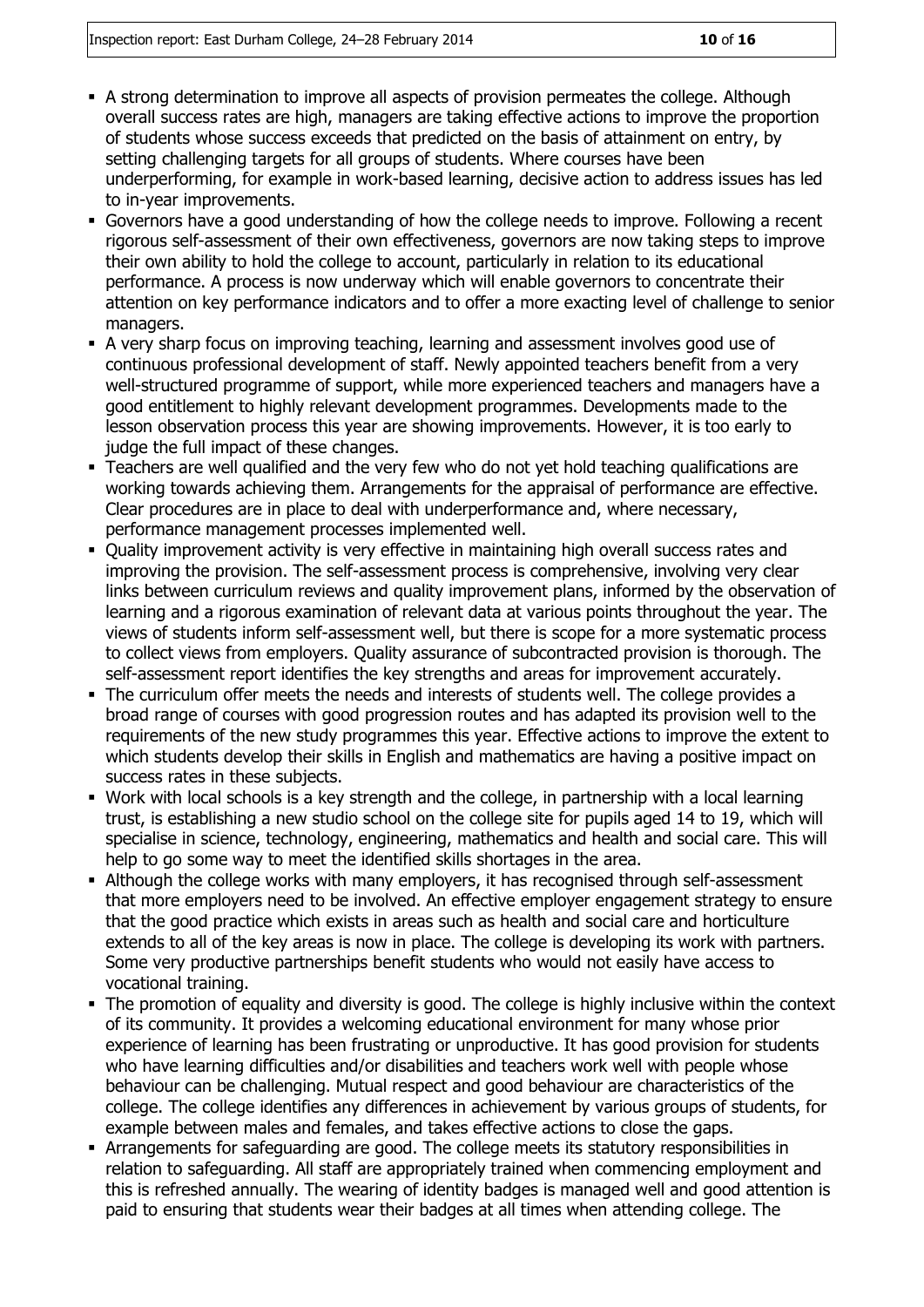- A strong determination to improve all aspects of provision permeates the college. Although overall success rates are high, managers are taking effective actions to improve the proportion of students whose success exceeds that predicted on the basis of attainment on entry, by setting challenging targets for all groups of students. Where courses have been underperforming, for example in work-based learning, decisive action to address issues has led to in-year improvements.
- Governors have a good understanding of how the college needs to improve. Following a recent rigorous self-assessment of their own effectiveness, governors are now taking steps to improve their own ability to hold the college to account, particularly in relation to its educational performance. A process is now underway which will enable governors to concentrate their attention on key performance indicators and to offer a more exacting level of challenge to senior managers.
- A very sharp focus on improving teaching, learning and assessment involves good use of continuous professional development of staff. Newly appointed teachers benefit from a very well-structured programme of support, while more experienced teachers and managers have a good entitlement to highly relevant development programmes. Developments made to the lesson observation process this year are showing improvements. However, it is too early to judge the full impact of these changes.
- Teachers are well qualified and the very few who do not yet hold teaching qualifications are working towards achieving them. Arrangements for the appraisal of performance are effective. Clear procedures are in place to deal with underperformance and, where necessary, performance management processes implemented well.
- Quality improvement activity is very effective in maintaining high overall success rates and improving the provision. The self-assessment process is comprehensive, involving very clear links between curriculum reviews and quality improvement plans, informed by the observation of learning and a rigorous examination of relevant data at various points throughout the year. The views of students inform self-assessment well, but there is scope for a more systematic process to collect views from employers. Quality assurance of subcontracted provision is thorough. The self-assessment report identifies the key strengths and areas for improvement accurately.
- The curriculum offer meets the needs and interests of students well. The college provides a broad range of courses with good progression routes and has adapted its provision well to the requirements of the new study programmes this year. Effective actions to improve the extent to which students develop their skills in English and mathematics are having a positive impact on success rates in these subjects.
- Work with local schools is a key strength and the college, in partnership with a local learning trust, is establishing a new studio school on the college site for pupils aged 14 to 19, which will specialise in science, technology, engineering, mathematics and health and social care. This will help to go some way to meet the identified skills shortages in the area.
- Although the college works with many employers, it has recognised through self-assessment that more employers need to be involved. An effective employer engagement strategy to ensure that the good practice which exists in areas such as health and social care and horticulture extends to all of the key areas is now in place. The college is developing its work with partners. Some very productive partnerships benefit students who would not easily have access to vocational training.
- The promotion of equality and diversity is good. The college is highly inclusive within the context of its community. It provides a welcoming educational environment for many whose prior experience of learning has been frustrating or unproductive. It has good provision for students who have learning difficulties and/or disabilities and teachers work well with people whose behaviour can be challenging. Mutual respect and good behaviour are characteristics of the college. The college identifies any differences in achievement by various groups of students, for example between males and females, and takes effective actions to close the gaps.
- Arrangements for safeguarding are good. The college meets its statutory responsibilities in relation to safeguarding. All staff are appropriately trained when commencing employment and this is refreshed annually. The wearing of identity badges is managed well and good attention is paid to ensuring that students wear their badges at all times when attending college. The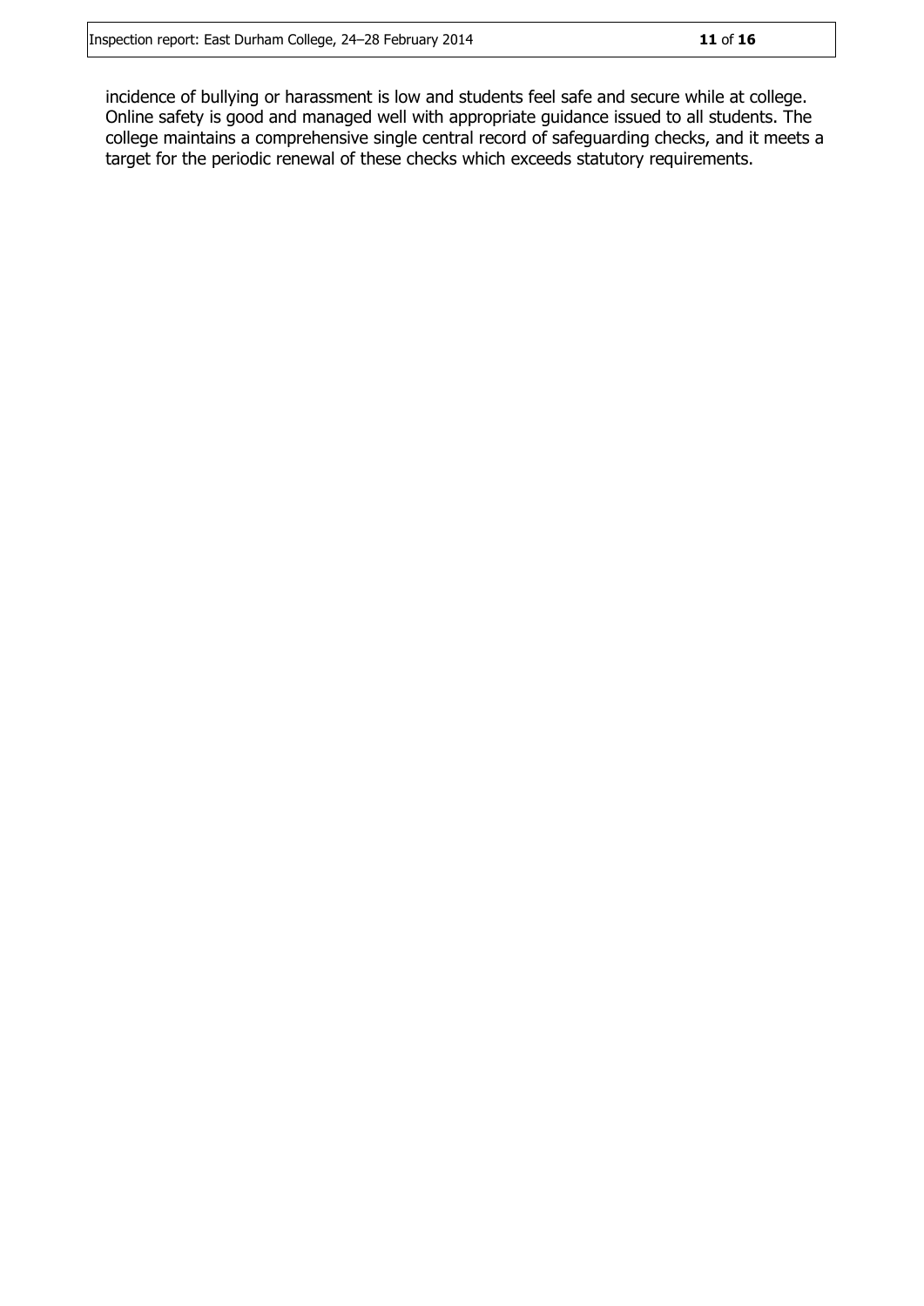incidence of bullying or harassment is low and students feel safe and secure while at college. Online safety is good and managed well with appropriate guidance issued to all students. The college maintains a comprehensive single central record of safeguarding checks, and it meets a target for the periodic renewal of these checks which exceeds statutory requirements.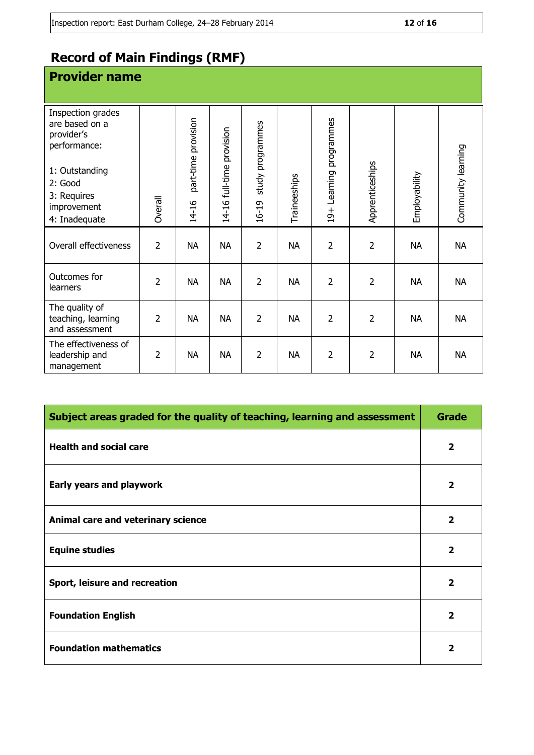# Record of Main Findings (RMF)

## Provider name

| Inspection grades are based on a provider's performance:<br><br>1: Outstanding<br>2: Good<br>3: Requires improvement<br>4: Inadequate | Overall | 14-16 part-time provision | 14-16 full-time provision | 16-19 study programmes | Traineeships | 19+ Learning programmes | Apprenticeships | Employability | Community learning |
|---|---|---|---|---|---|---|---|---|---|
| Overall effectiveness | 2 | NA | NA | 2 | NA | 2 | 2 | NA | NA |
| Outcomes for learners | 2 | NA | NA | 2 | NA | 2 | 2 | NA | NA |
| The quality of teaching, learning and assessment | 2 | NA | NA | 2 | NA | 2 | 2 | NA | NA |
| The effectiveness of leadership and management | 2 | NA | NA | 2 | NA | 2 | 2 | NA | NA |

| **Subject areas graded for the quality of teaching, learning and assessment** | **Grade** |
|---|---|
| **Health and social care** | **2** |
| **Early years and playwork** | **2** |
| **Animal care and veterinary science** | **2** |
| **Equine studies** | **2** |
| **Sport, leisure and recreation** | **2** |
| **Foundation English** | **2** |
| **Foundation mathematics** | **2** |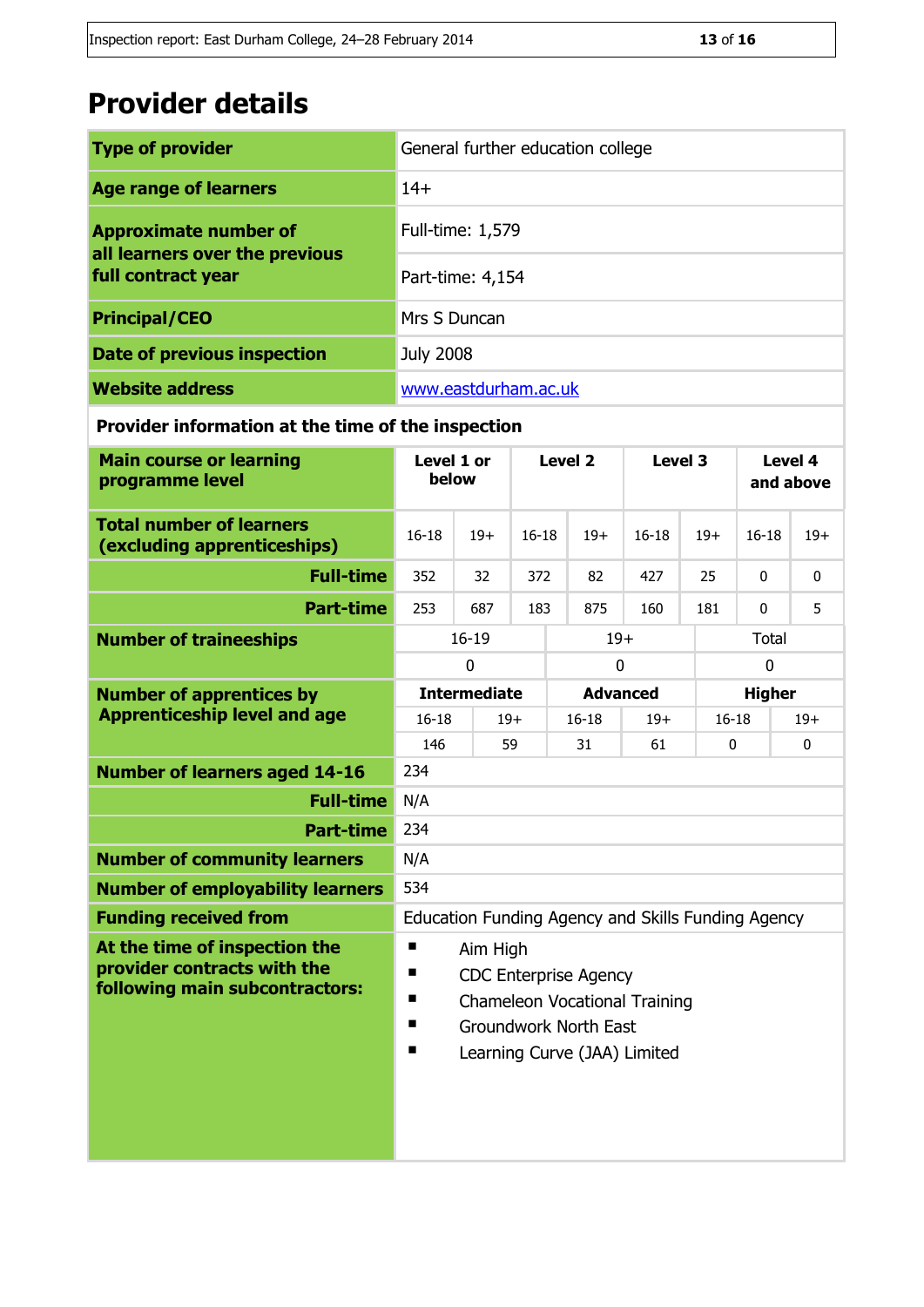# Provider details

| | |
|---|---|
| **Type of provider** | General further education college |
| **Age range of learners** | 14+ |
| **Approximate number of all learners over the previous full contract year** | Full-time: 1,579 |
| | Part-time: 4,154 |
| **Principal/CEO** | Mrs S Duncan |
| **Date of previous inspection** | July 2008 |
| **Website address** | www.eastdurham.ac.uk |

**Provider information at the time of the inspection**

| **Main course or learning programme level** | **Level 1 or below** | | **Level 2** | | **Level 3** | | **Level 4 and above** | |
|---|---|---|---|---|---|---|---|---|
| **Total number of learners (excluding apprenticeships)** | 16-18 | 19+ | 16-18 | 19+ | 16-18 | 19+ | 16-18 | 19+ |
| **Full-time** | 352 | 32 | 372 | 82 | 427 | 25 | 0 | 0 |
| **Part-time** | 253 | 687 | 183 | 875 | 160 | 181 | 0 | 5 |

| **Number of traineeships** | 16-19 | 19+ | Total |
|---|---|---|---|
| | 0 | 0 | 0 |

| **Number of apprentices by Apprenticeship level and age** | **Intermediate** | | **Advanced** | | **Higher** | |
|---|---|---|---|---|---|---|
| | 16-18 | 19+ | 16-18 | 19+ | 16-18 | 19+ |
| | 146 | 59 | 31 | 61 | 0 | 0 |

| | |
|---|---|
| **Number of learners aged 14-16** | 234 |
| **Full-time** | N/A |
| **Part-time** | 234 |
| **Number of community learners** | N/A |
| **Number of employability learners** | 534 |
| **Funding received from** | Education Funding Agency and Skills Funding Agency |
| **At the time of inspection the provider contracts with the following main subcontractors:** | ▪ Aim High<br>▪ CDC Enterprise Agency<br>▪ Chameleon Vocational Training<br>▪ Groundwork North East<br>▪ Learning Curve (JAA) Limited |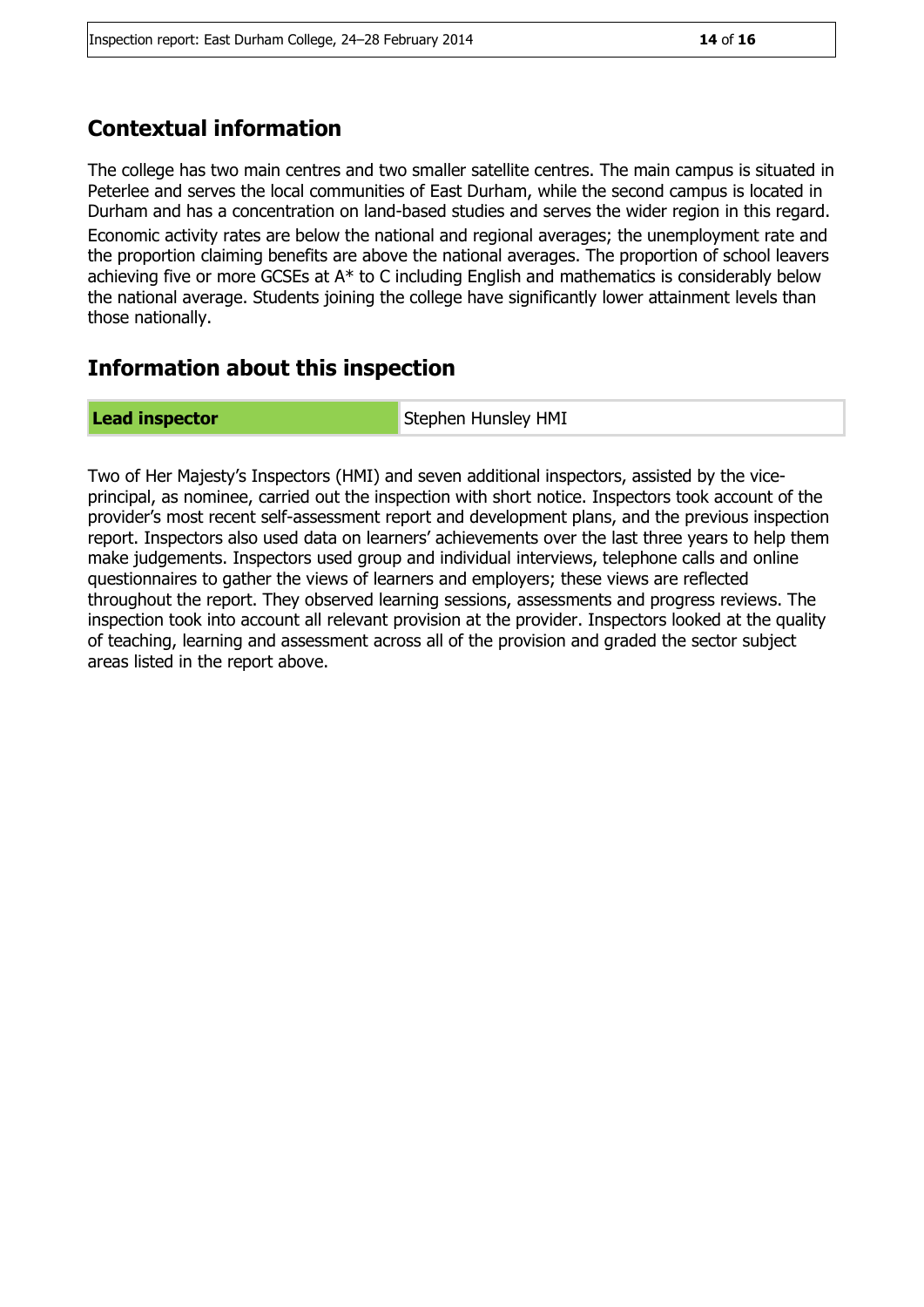## Contextual information

The college has two main centres and two smaller satellite centres. The main campus is situated in Peterlee and serves the local communities of East Durham, while the second campus is located in Durham and has a concentration on land-based studies and serves the wider region in this regard. Economic activity rates are below the national and regional averages; the unemployment rate and the proportion claiming benefits are above the national averages. The proportion of school leavers achieving five or more GCSEs at A* to C including English and mathematics is considerably below the national average. Students joining the college have significantly lower attainment levels than those nationally.

## Information about this inspection

| **Lead inspector** | Stephen Hunsley HMI |
|---|---|

Two of Her Majesty's Inspectors (HMI) and seven additional inspectors, assisted by the vice-principal, as nominee, carried out the inspection with short notice. Inspectors took account of the provider's most recent self-assessment report and development plans, and the previous inspection report. Inspectors also used data on learners' achievements over the last three years to help them make judgements. Inspectors used group and individual interviews, telephone calls and online questionnaires to gather the views of learners and employers; these views are reflected throughout the report. They observed learning sessions, assessments and progress reviews. The inspection took into account all relevant provision at the provider. Inspectors looked at the quality of teaching, learning and assessment across all of the provision and graded the sector subject areas listed in the report above.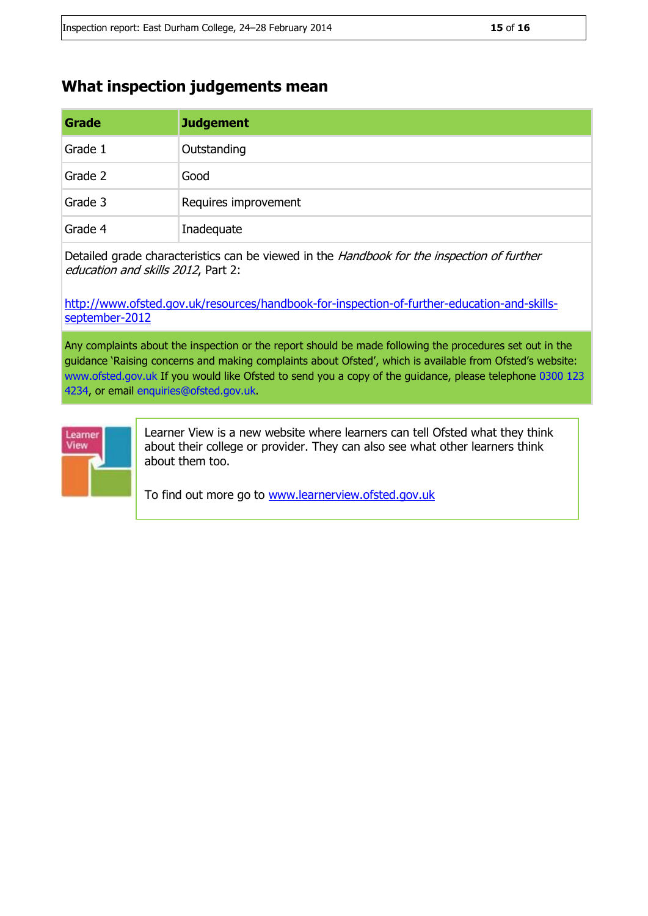## What inspection judgements mean

| Grade | Judgement |
|---|---|
| Grade 1 | Outstanding |
| Grade 2 | Good |
| Grade 3 | Requires improvement |
| Grade 4 | Inadequate |

Detailed grade characteristics can be viewed in the *Handbook for the inspection of further education and skills 2012*, Part 2:

http://www.ofsted.gov.uk/resources/handbook-for-inspection-of-further-education-and-skills-september-2012

Any complaints about the inspection or the report should be made following the procedures set out in the guidance 'Raising concerns and making complaints about Ofsted', which is available from Ofsted's website: www.ofsted.gov.uk If you would like Ofsted to send you a copy of the guidance, please telephone 0300 123 4234, or email enquiries@ofsted.gov.uk.

Learner View is a new website where learners can tell Ofsted what they think about their college or provider. They can also see what other learners think about them too.

To find out more go to www.learnerview.ofsted.gov.uk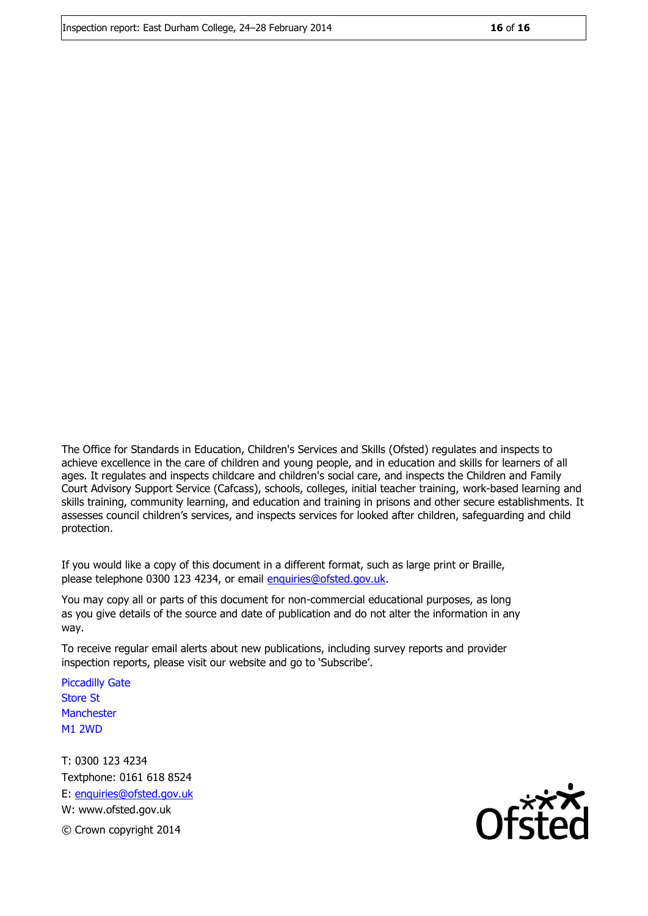The Office for Standards in Education, Children's Services and Skills (Ofsted) regulates and inspects to achieve excellence in the care of children and young people, and in education and skills for learners of all ages. It regulates and inspects childcare and children's social care, and inspects the Children and Family Court Advisory Support Service (Cafcass), schools, colleges, initial teacher training, work-based learning and skills training, community learning, and education and training in prisons and other secure establishments. It assesses council children's services, and inspects services for looked after children, safeguarding and child protection.

If you would like a copy of this document in a different format, such as large print or Braille, please telephone 0300 123 4234, or email enquiries@ofsted.gov.uk.

You may copy all or parts of this document for non-commercial educational purposes, as long as you give details of the source and date of publication and do not alter the information in any way.

To receive regular email alerts about new publications, including survey reports and provider inspection reports, please visit our website and go to 'Subscribe'.

Piccadilly Gate
Store St
Manchester
M1 2WD

T: 0300 123 4234
Textphone: 0161 618 8524
E: enquiries@ofsted.gov.uk
W: www.ofsted.gov.uk

© Crown copyright 2014